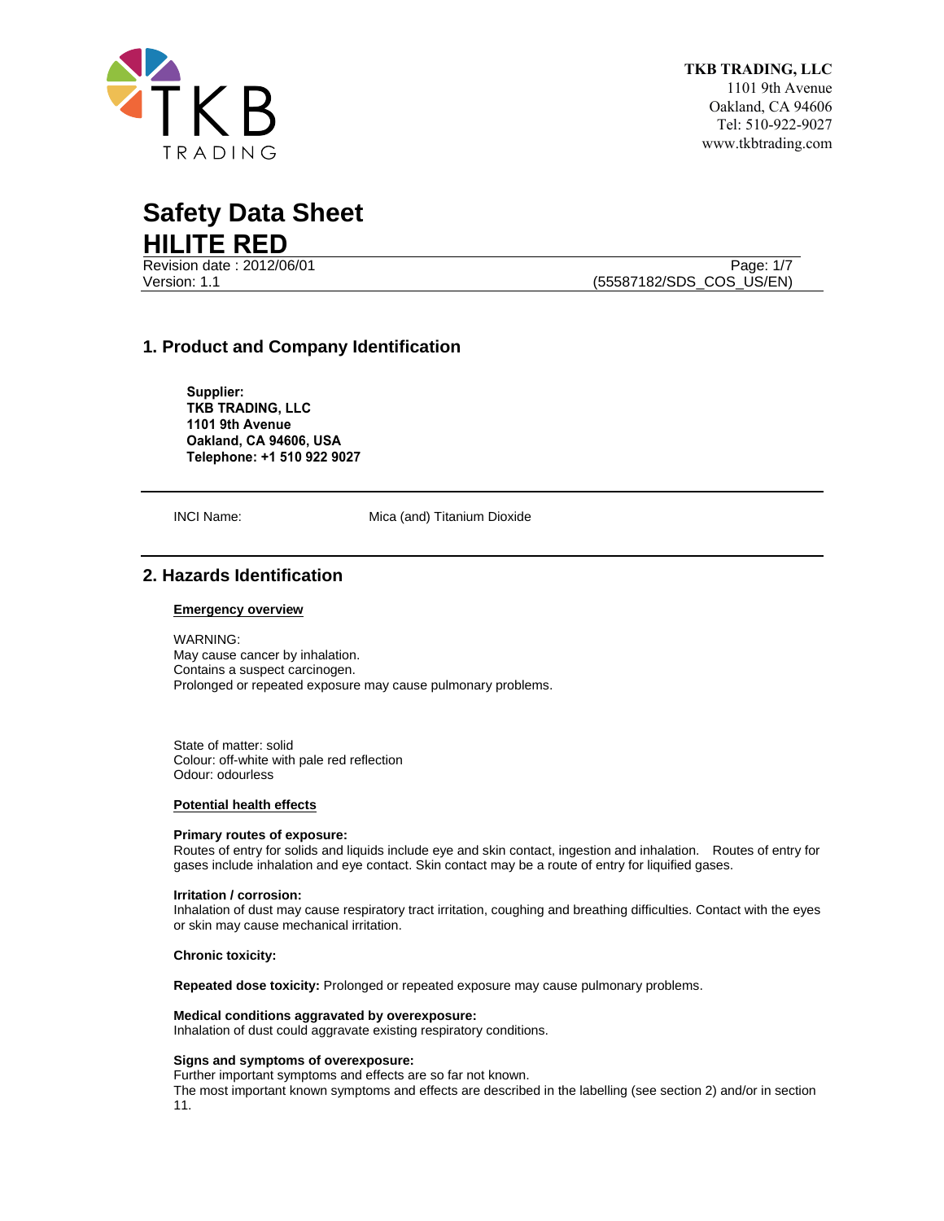**TKB TRADING, LLC**
1101 9th Avenue
Oakland, CA 94606
Tel: 510-922-9027
www.tkbtrading.com

# Safety Data Sheet
# HILITE RED

Revision date : 2012/06/01
Version: 1.1

(55587182/SDS_COS_US/EN)

## 1. Product and Company Identification

**Supplier:**
**TKB TRADING, LLC**
**1101 9th Avenue**
**Oakland, CA 94606, USA**
**Telephone: +1 510 922 9027**

INCI Name: Mica (and) Titanium Dioxide

## 2. Hazards Identification

### Emergency overview

WARNING:
May cause cancer by inhalation.
Contains a suspect carcinogen.
Prolonged or repeated exposure may cause pulmonary problems.

State of matter: solid
Colour: off-white with pale red reflection
Odour: odourless

### Potential health effects

**Primary routes of exposure:**
Routes of entry for solids and liquids include eye and skin contact, ingestion and inhalation. Routes of entry for gases include inhalation and eye contact. Skin contact may be a route of entry for liquified gases.

**Irritation / corrosion:**
Inhalation of dust may cause respiratory tract irritation, coughing and breathing difficulties. Contact with the eyes or skin may cause mechanical irritation.

**Chronic toxicity:**

**Repeated dose toxicity:** Prolonged or repeated exposure may cause pulmonary problems.

**Medical conditions aggravated by overexposure:**
Inhalation of dust could aggravate existing respiratory conditions.

**Signs and symptoms of overexposure:**
Further important symptoms and effects are so far not known.
The most important known symptoms and effects are described in the labelling (see section 2) and/or in section 11.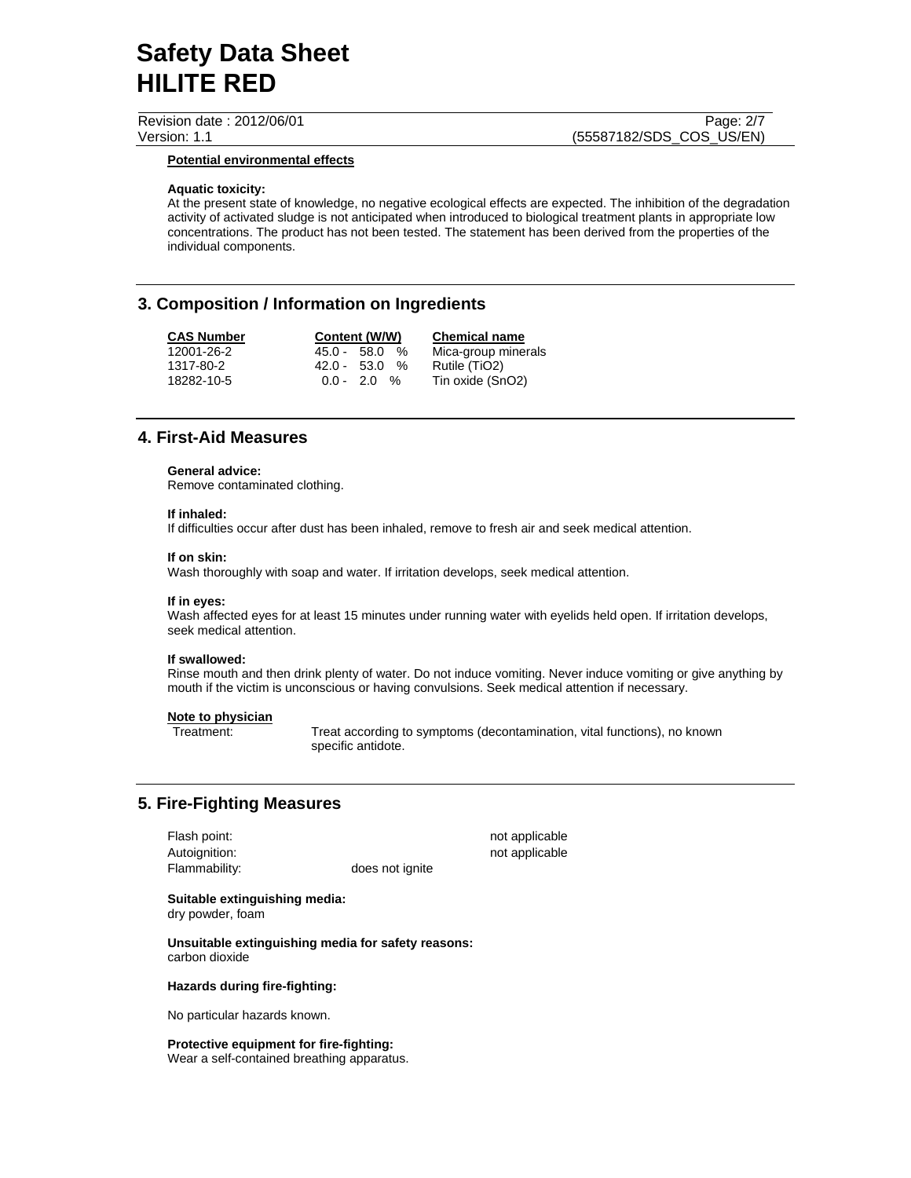**Potential environmental effects**

**Aquatic toxicity:**
At the present state of knowledge, no negative ecological effects are expected. The inhibition of the degradation activity of activated sludge is not anticipated when introduced to biological treatment plants in appropriate low concentrations. The product has not been tested. The statement has been derived from the properties of the individual components.

## 3. Composition / Information on Ingredients

| CAS Number | Content (W/W) | Chemical name |
|---|---|---|
| 12001-26-2 | 45.0 - 58.0 % | Mica-group minerals |
| 1317-80-2 | 42.0 - 53.0 % | Rutile ($TiO_2$) |
| 18282-10-5 | 0.0 - 2.0 % | Tin oxide ($SnO_2$) |

## 4. First-Aid Measures

**General advice:**
Remove contaminated clothing.

**If inhaled:**
If difficulties occur after dust has been inhaled, remove to fresh air and seek medical attention.

**If on skin:**
Wash thoroughly with soap and water. If irritation develops, seek medical attention.

**If in eyes:**
Wash affected eyes for at least 15 minutes under running water with eyelids held open. If irritation develops, seek medical attention.

**If swallowed:**
Rinse mouth and then drink plenty of water. Do not induce vomiting. Never induce vomiting or give anything by mouth if the victim is unconscious or having convulsions. Seek medical attention if necessary.

**Note to physician**

Treatment: Treat according to symptoms (decontamination, vital functions), no known specific antidote.

## 5. Fire-Fighting Measures

Flash point: not applicable
Autoignition: not applicable
Flammability: does not ignite

**Suitable extinguishing media:**
dry powder, foam

**Unsuitable extinguishing media for safety reasons:**
carbon dioxide

**Hazards during fire-fighting:**

No particular hazards known.

**Protective equipment for fire-fighting:**
Wear a self-contained breathing apparatus.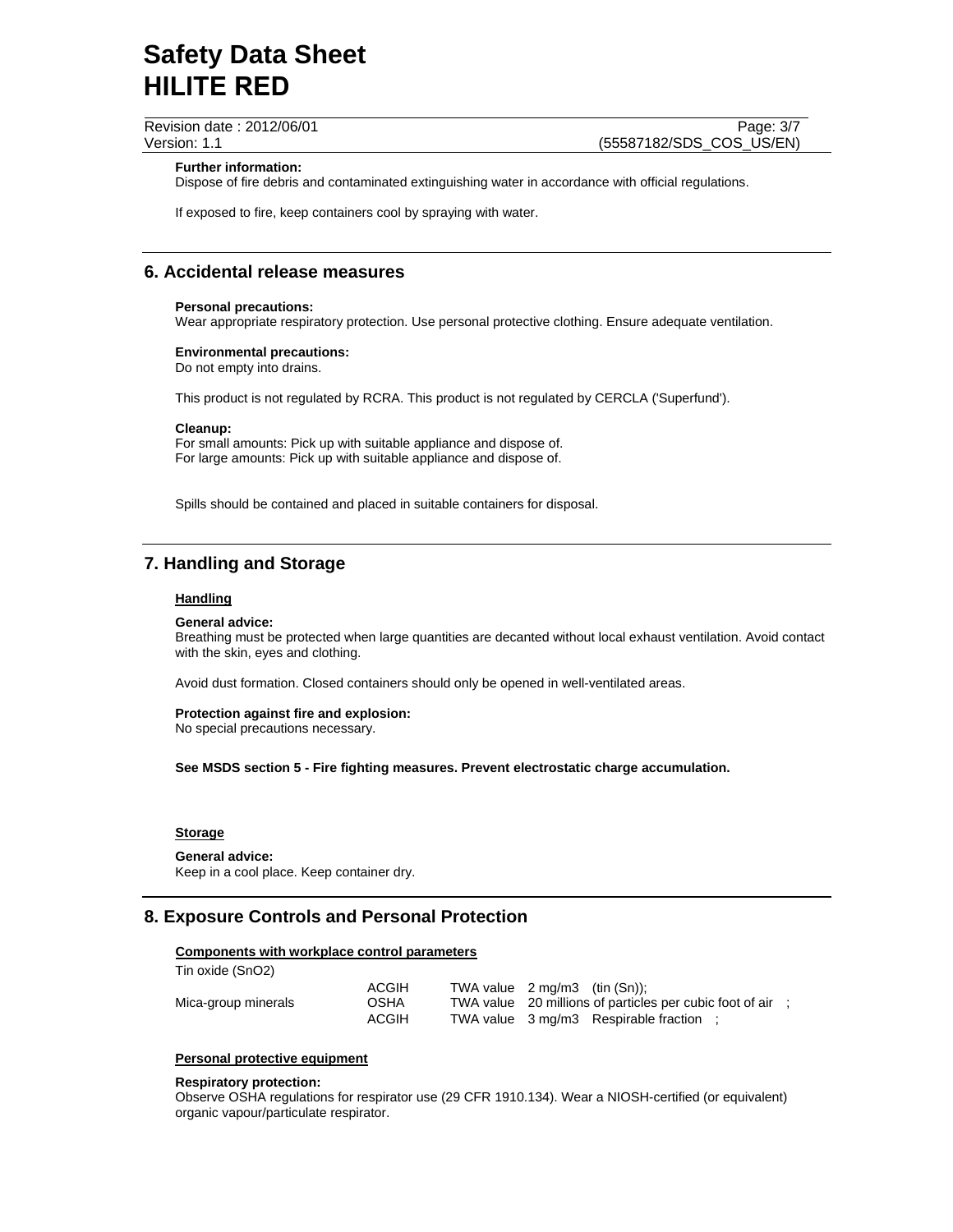**Further information:**
Dispose of fire debris and contaminated extinguishing water in accordance with official regulations.

If exposed to fire, keep containers cool by spraying with water.

## 6. Accidental release measures

**Personal precautions:**
Wear appropriate respiratory protection. Use personal protective clothing. Ensure adequate ventilation.

**Environmental precautions:**
Do not empty into drains.

This product is not regulated by RCRA. This product is not regulated by CERCLA ('Superfund').

**Cleanup:**
For small amounts: Pick up with suitable appliance and dispose of.
For large amounts: Pick up with suitable appliance and dispose of.

Spills should be contained and placed in suitable containers for disposal.

## 7. Handling and Storage

**Handling**

**General advice:**
Breathing must be protected when large quantities are decanted without local exhaust ventilation. Avoid contact with the skin, eyes and clothing.

Avoid dust formation. Closed containers should only be opened in well-ventilated areas.

**Protection against fire and explosion:**
No special precautions necessary.

**See MSDS section 5 - Fire fighting measures. Prevent electrostatic charge accumulation.**

**Storage**

**General advice:**
Keep in a cool place. Keep container dry.

## 8. Exposure Controls and Personal Protection

**Components with workplace control parameters**

| Component | Agency | Parameter |
|---|---|---|
| Tin oxide ($SnO_2$) | ACGIH | TWA value 2 mg/m3 (tin (Sn)); |
| Mica-group minerals | OSHA | TWA value 20 millions of particles per cubic foot of air ; |
| | ACGIH | TWA value 3 mg/m3 Respirable fraction ; |

**Personal protective equipment**

**Respiratory protection:**
Observe OSHA regulations for respirator use (29 CFR 1910.134). Wear a NIOSH-certified (or equivalent) organic vapour/particulate respirator.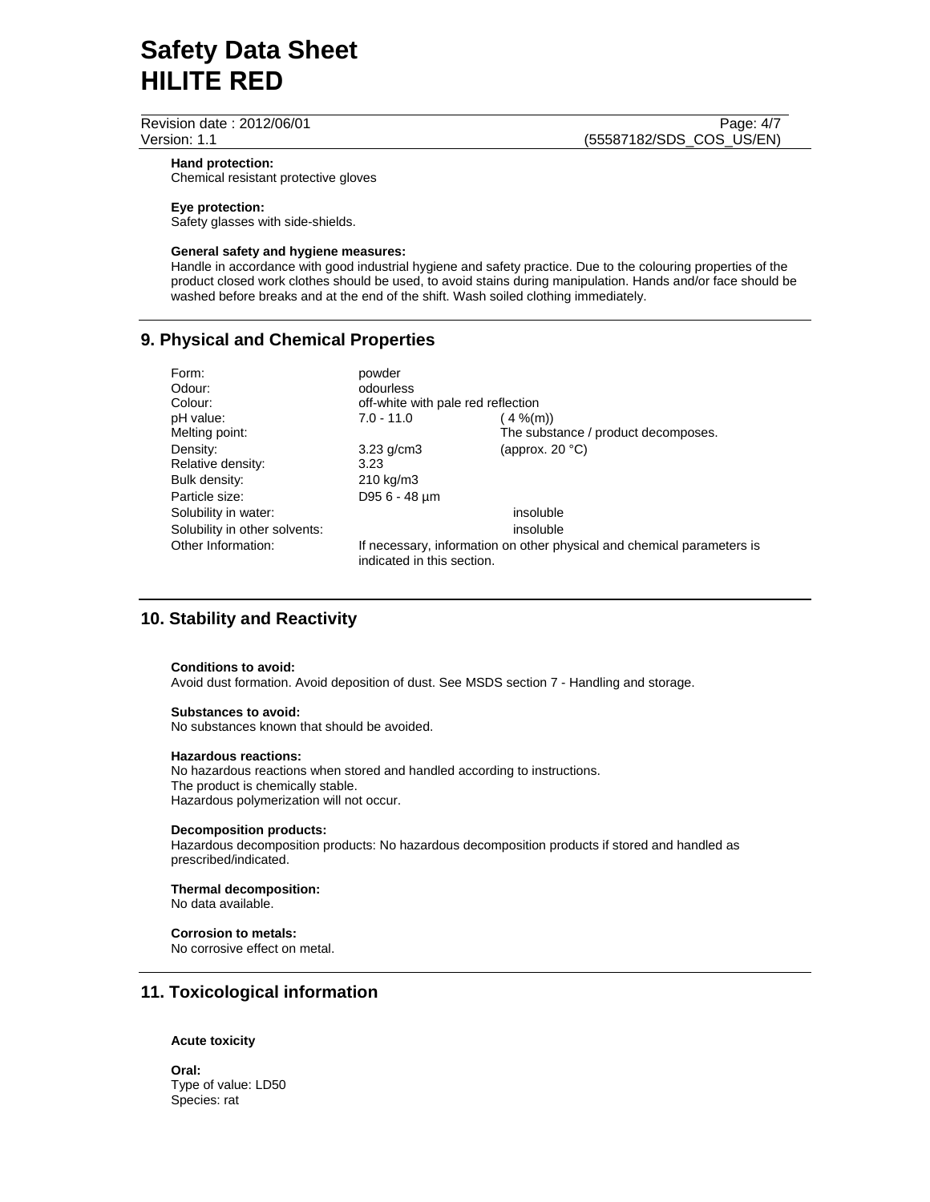**Hand protection:**
Chemical resistant protective gloves

**Eye protection:**
Safety glasses with side-shields.

**General safety and hygiene measures:**
Handle in accordance with good industrial hygiene and safety practice. Due to the colouring properties of the product closed work clothes should be used, to avoid stains during manipulation. Hands and/or face should be washed before breaks and at the end of the shift. Wash soiled clothing immediately.

## 9. Physical and Chemical Properties

| | | |
|---|---|---|
| Form: | powder | |
| Odour: | odourless | |
| Colour: | off-white with pale red reflection | |
| pH value: | 7.0 - 11.0 | ( 4 %(m)) |
| Melting point: | | The substance / product decomposes. |
| Density: | 3.23 g/cm3 | (approx. 20 °C) |
| Relative density: | 3.23 | |
| Bulk density: | 210 kg/m3 | |
| Particle size: | D95 6 - 48 µm | |
| Solubility in water: | | insoluble |
| Solubility in other solvents: | | insoluble |
| Other Information: | If necessary, information on other physical and chemical parameters is indicated in this section. | |

## 10. Stability and Reactivity

**Conditions to avoid:**
Avoid dust formation. Avoid deposition of dust. See MSDS section 7 - Handling and storage.

**Substances to avoid:**
No substances known that should be avoided.

**Hazardous reactions:**
No hazardous reactions when stored and handled according to instructions.
The product is chemically stable.
Hazardous polymerization will not occur.

**Decomposition products:**
Hazardous decomposition products: No hazardous decomposition products if stored and handled as prescribed/indicated.

**Thermal decomposition:**
No data available.

**Corrosion to metals:**
No corrosive effect on metal.

## 11. Toxicological information

**Acute toxicity**

**Oral:**
Type of value: LD50
Species: rat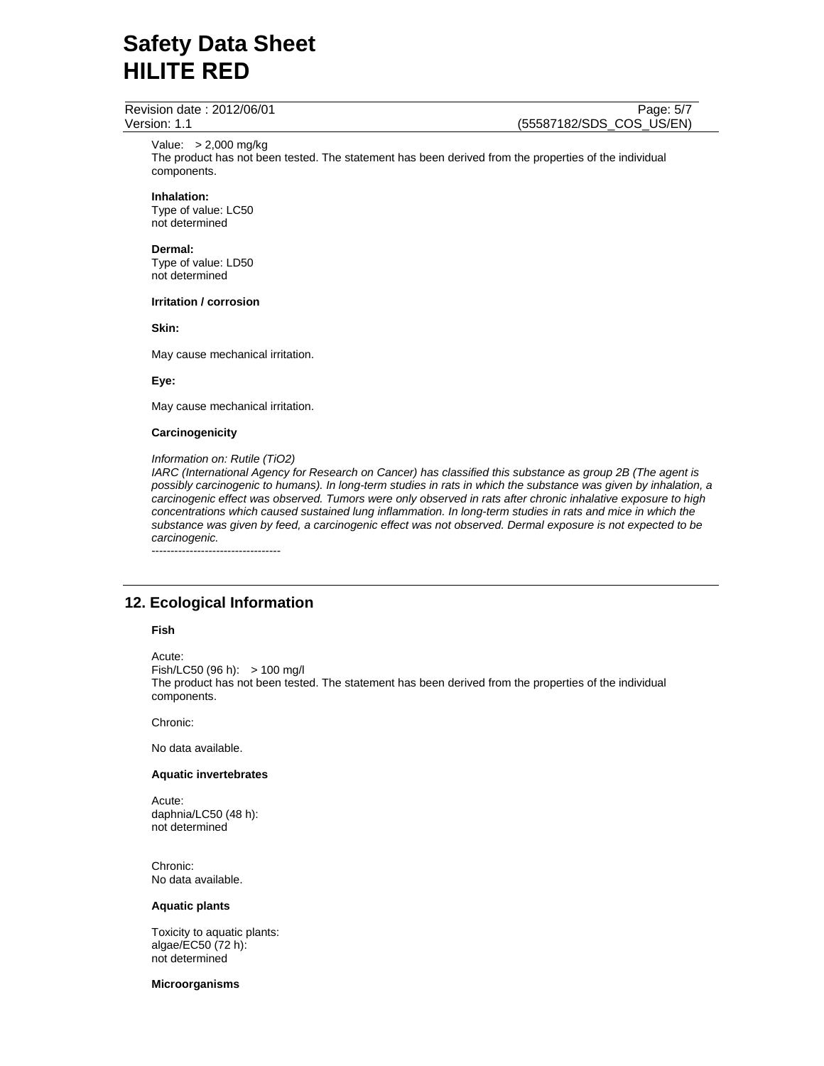Value: > 2,000 mg/kg
The product has not been tested. The statement has been derived from the properties of the individual components.

**Inhalation:**
Type of value: LC50
not determined

**Dermal:**
Type of value: LD50
not determined

**Irritation / corrosion**

**Skin:**

May cause mechanical irritation.

**Eye:**

May cause mechanical irritation.

**Carcinogenicity**

*Information on: Rutile ($TiO_2$)*
*IARC (International Agency for Research on Cancer) has classified this substance as group 2B (The agent is possibly carcinogenic to humans). In long-term studies in rats in which the substance was given by inhalation, a carcinogenic effect was observed. Tumors were only observed in rats after chronic inhalative exposure to high concentrations which caused sustained lung inflammation. In long-term studies in rats and mice in which the substance was given by feed, a carcinogenic effect was not observed. Dermal exposure is not expected to be carcinogenic.*
----------------------------------

## 12. Ecological Information

**Fish**

Acute:
Fish/LC50 (96 h): > 100 mg/l
The product has not been tested. The statement has been derived from the properties of the individual components.

Chronic:

No data available.

**Aquatic invertebrates**

Acute:
daphnia/LC50 (48 h):
not determined

Chronic:
No data available.

**Aquatic plants**

Toxicity to aquatic plants:
algae/EC50 (72 h):
not determined

**Microorganisms**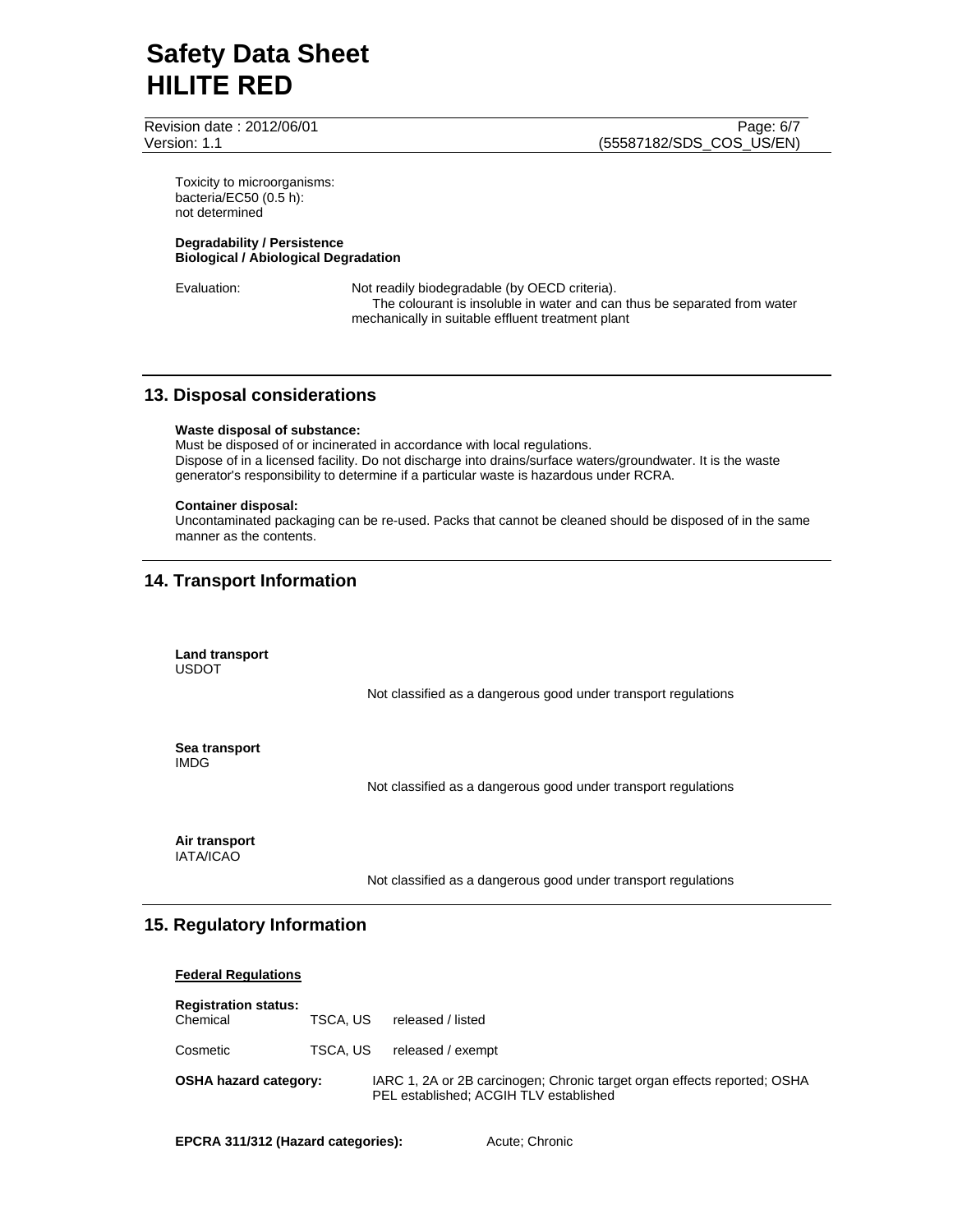Toxicity to microorganisms:
bacteria/EC50 (0.5 h):
not determined

**Degradability / Persistence**
**Biological / Abiological Degradation**

Evaluation: Not readily biodegradable (by OECD criteria). The colourant is insoluble in water and can thus be separated from water mechanically in suitable effluent treatment plant

## 13. Disposal considerations

**Waste disposal of substance:**
Must be disposed of or incinerated in accordance with local regulations.
Dispose of in a licensed facility. Do not discharge into drains/surface waters/groundwater. It is the waste generator's responsibility to determine if a particular waste is hazardous under RCRA.

**Container disposal:**
Uncontaminated packaging can be re-used. Packs that cannot be cleaned should be disposed of in the same manner as the contents.

## 14. Transport Information

**Land transport**
USDOT

Not classified as a dangerous good under transport regulations

**Sea transport**
IMDG

Not classified as a dangerous good under transport regulations

**Air transport**
IATA/ICAO

Not classified as a dangerous good under transport regulations

## 15. Regulatory Information

**Federal Regulations**

**Registration status:**

| | | |
|---|---|---|
| Chemical | TSCA, US | released / listed |
| Cosmetic | TSCA, US | released / exempt |

**OSHA hazard category:** IARC 1, 2A or 2B carcinogen; Chronic target organ effects reported; OSHA PEL established; ACGIH TLV established

**EPCRA 311/312 (Hazard categories):** Acute; Chronic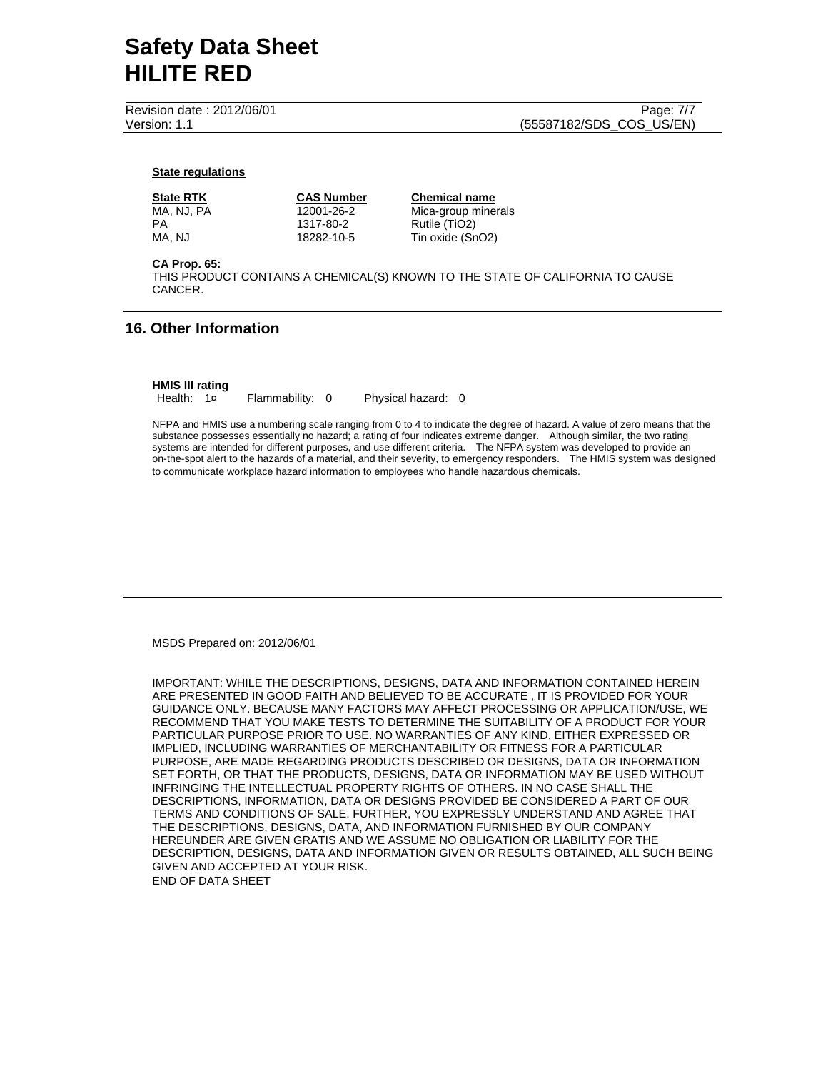**State regulations**

| State RTK | CAS Number | Chemical name |
|---|---|---|
| MA, NJ, PA | 12001-26-2 | Mica-group minerals |
| PA | 1317-80-2 | Rutile ($TiO_2$) |
| MA, NJ | 18282-10-5 | Tin oxide ($SnO_2$) |

**CA Prop. 65:**
THIS PRODUCT CONTAINS A CHEMICAL(S) KNOWN TO THE STATE OF CALIFORNIA TO CAUSE CANCER.

## 16. Other Information

**HMIS III rating**
Health: 1¤ Flammability: 0 Physical hazard: 0

NFPA and HMIS use a numbering scale ranging from 0 to 4 to indicate the degree of hazard. A value of zero means that the substance possesses essentially no hazard; a rating of four indicates extreme danger. Although similar, the two rating systems are intended for different purposes, and use different criteria. The NFPA system was developed to provide an on-the-spot alert to the hazards of a material, and their severity, to emergency responders. The HMIS system was designed to communicate workplace hazard information to employees who handle hazardous chemicals.

MSDS Prepared on: 2012/06/01

IMPORTANT: WHILE THE DESCRIPTIONS, DESIGNS, DATA AND INFORMATION CONTAINED HEREIN ARE PRESENTED IN GOOD FAITH AND BELIEVED TO BE ACCURATE , IT IS PROVIDED FOR YOUR GUIDANCE ONLY. BECAUSE MANY FACTORS MAY AFFECT PROCESSING OR APPLICATION/USE, WE RECOMMEND THAT YOU MAKE TESTS TO DETERMINE THE SUITABILITY OF A PRODUCT FOR YOUR PARTICULAR PURPOSE PRIOR TO USE. NO WARRANTIES OF ANY KIND, EITHER EXPRESSED OR IMPLIED, INCLUDING WARRANTIES OF MERCHANTABILITY OR FITNESS FOR A PARTICULAR PURPOSE, ARE MADE REGARDING PRODUCTS DESCRIBED OR DESIGNS, DATA OR INFORMATION SET FORTH, OR THAT THE PRODUCTS, DESIGNS, DATA OR INFORMATION MAY BE USED WITHOUT INFRINGING THE INTELLECTUAL PROPERTY RIGHTS OF OTHERS. IN NO CASE SHALL THE DESCRIPTIONS, INFORMATION, DATA OR DESIGNS PROVIDED BE CONSIDERED A PART OF OUR TERMS AND CONDITIONS OF SALE. FURTHER, YOU EXPRESSLY UNDERSTAND AND AGREE THAT THE DESCRIPTIONS, DESIGNS, DATA, AND INFORMATION FURNISHED BY OUR COMPANY HEREUNDER ARE GIVEN GRATIS AND WE ASSUME NO OBLIGATION OR LIABILITY FOR THE DESCRIPTION, DESIGNS, DATA AND INFORMATION GIVEN OR RESULTS OBTAINED, ALL SUCH BEING GIVEN AND ACCEPTED AT YOUR RISK.
END OF DATA SHEET